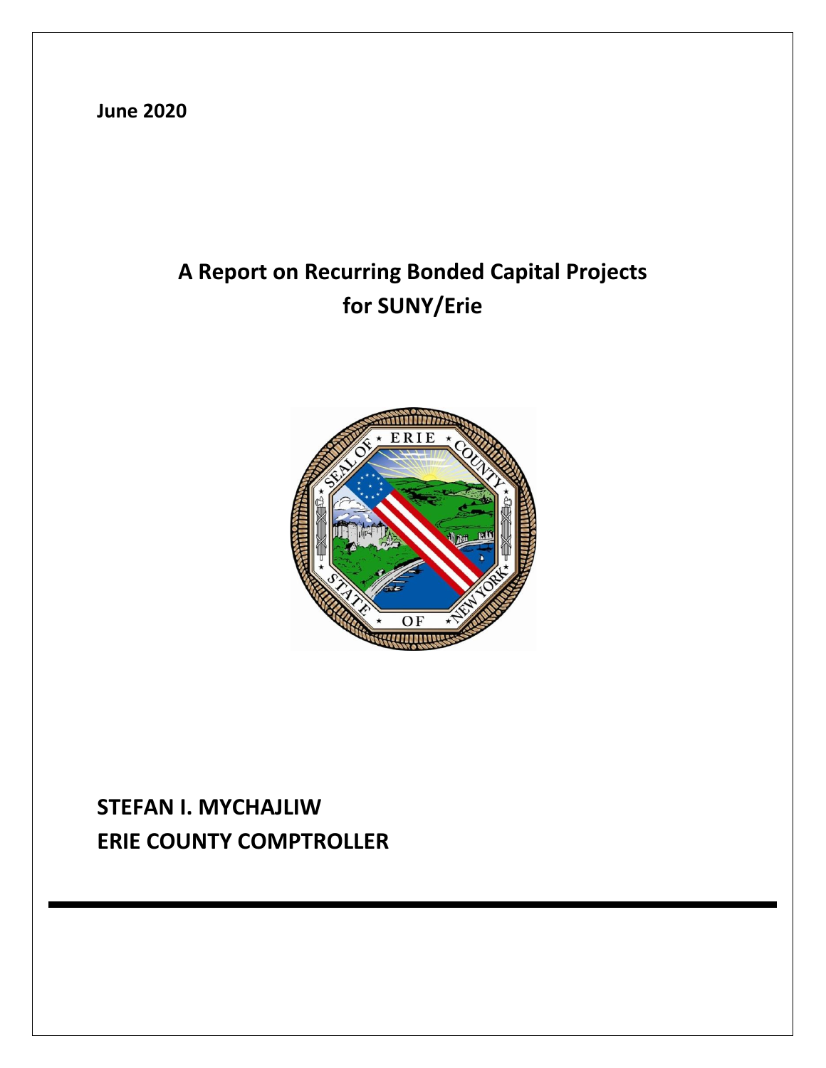**June 2020**

# A Report on Recurring Bonded Capital Projects for SUNY/Erie

**STEFAN I. MYCHAJLIW**
**ERIE COUNTY COMPTROLLER**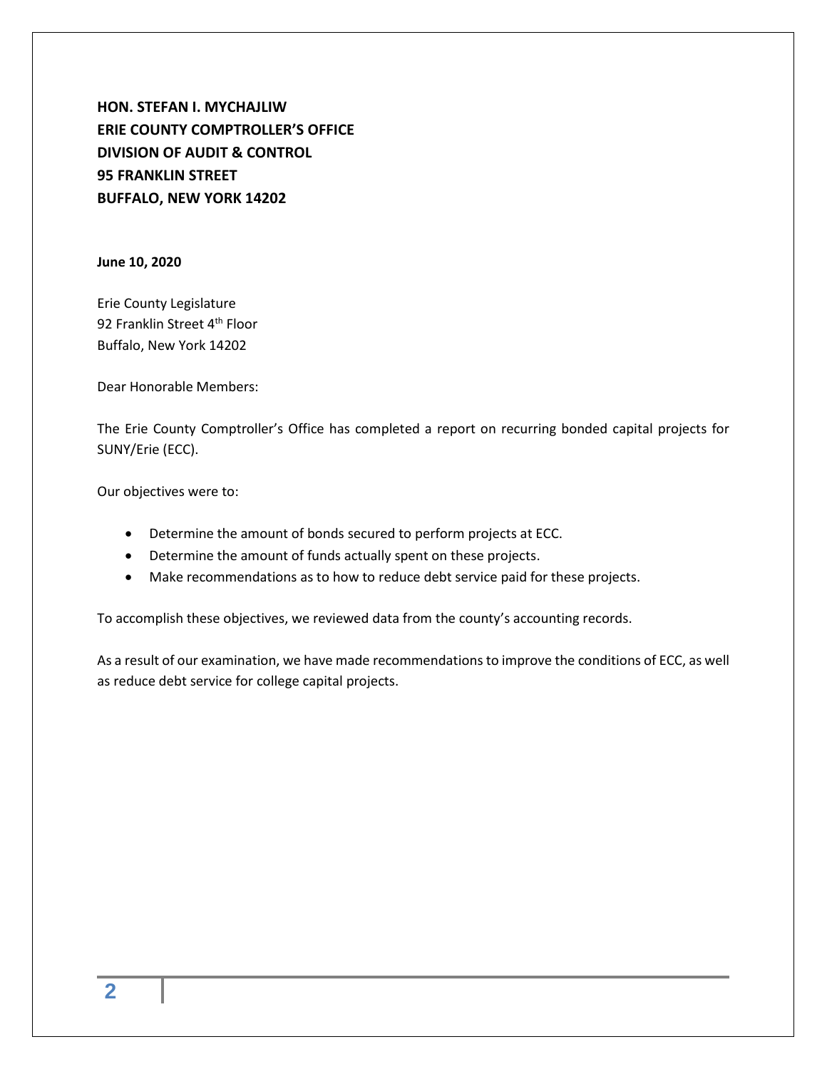**HON. STEFAN I. MYCHAJLIW**
**ERIE COUNTY COMPTROLLER'S OFFICE**
**DIVISION OF AUDIT & CONTROL**
**95 FRANKLIN STREET**
**BUFFALO, NEW YORK 14202**

**June 10, 2020**

Erie County Legislature
92 Franklin Street 4th Floor
Buffalo, New York 14202

Dear Honorable Members:

The Erie County Comptroller's Office has completed a report on recurring bonded capital projects for SUNY/Erie (ECC).

Our objectives were to:

- Determine the amount of bonds secured to perform projects at ECC.
- Determine the amount of funds actually spent on these projects.
- Make recommendations as to how to reduce debt service paid for these projects.

To accomplish these objectives, we reviewed data from the county's accounting records.

As a result of our examination, we have made recommendations to improve the conditions of ECC, as well as reduce debt service for college capital projects.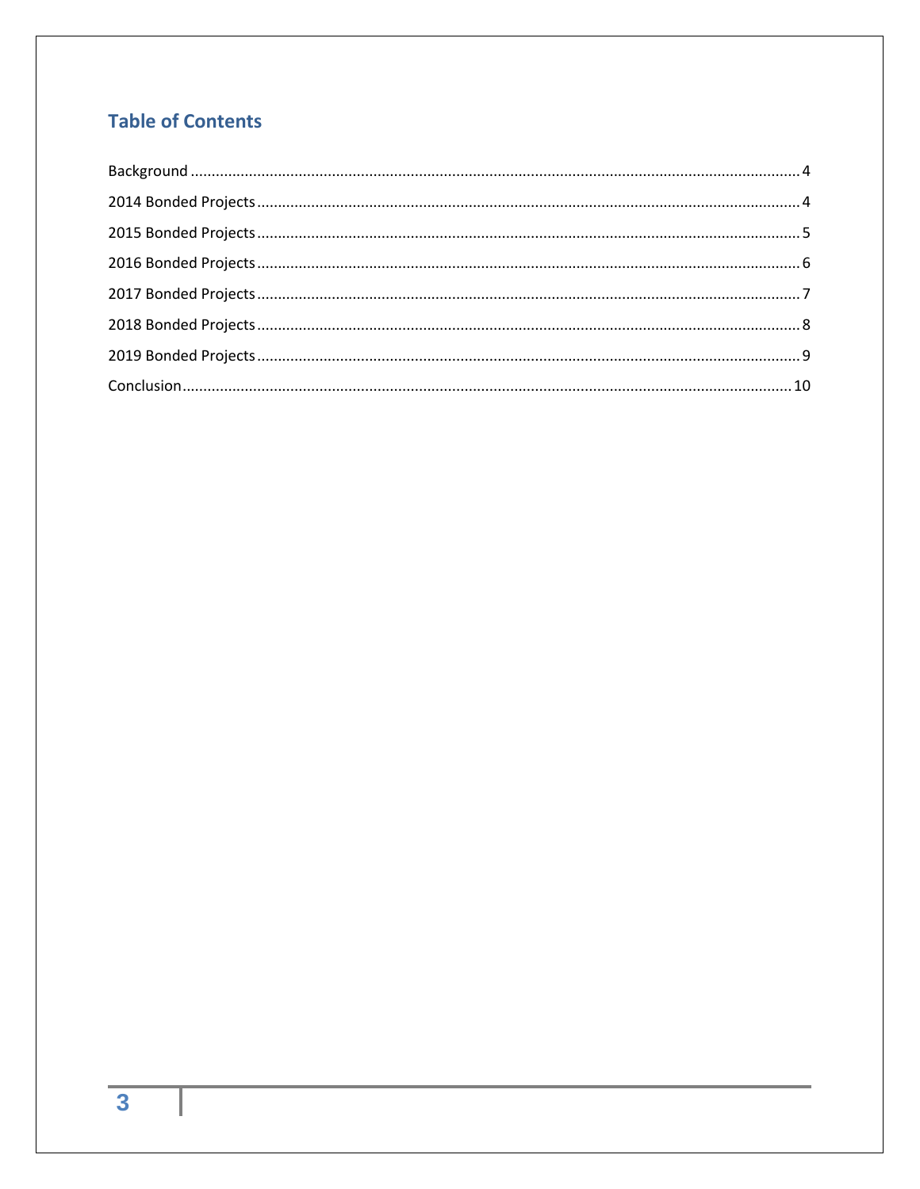## Table of Contents

Background ........................................................................ 4

2014 Bonded Projects ........................................................................ 4

2015 Bonded Projects ........................................................................ 5

2016 Bonded Projects ........................................................................ 6

2017 Bonded Projects ........................................................................ 7

2018 Bonded Projects ........................................................................ 8

2019 Bonded Projects ........................................................................ 9

Conclusion ........................................................................ 10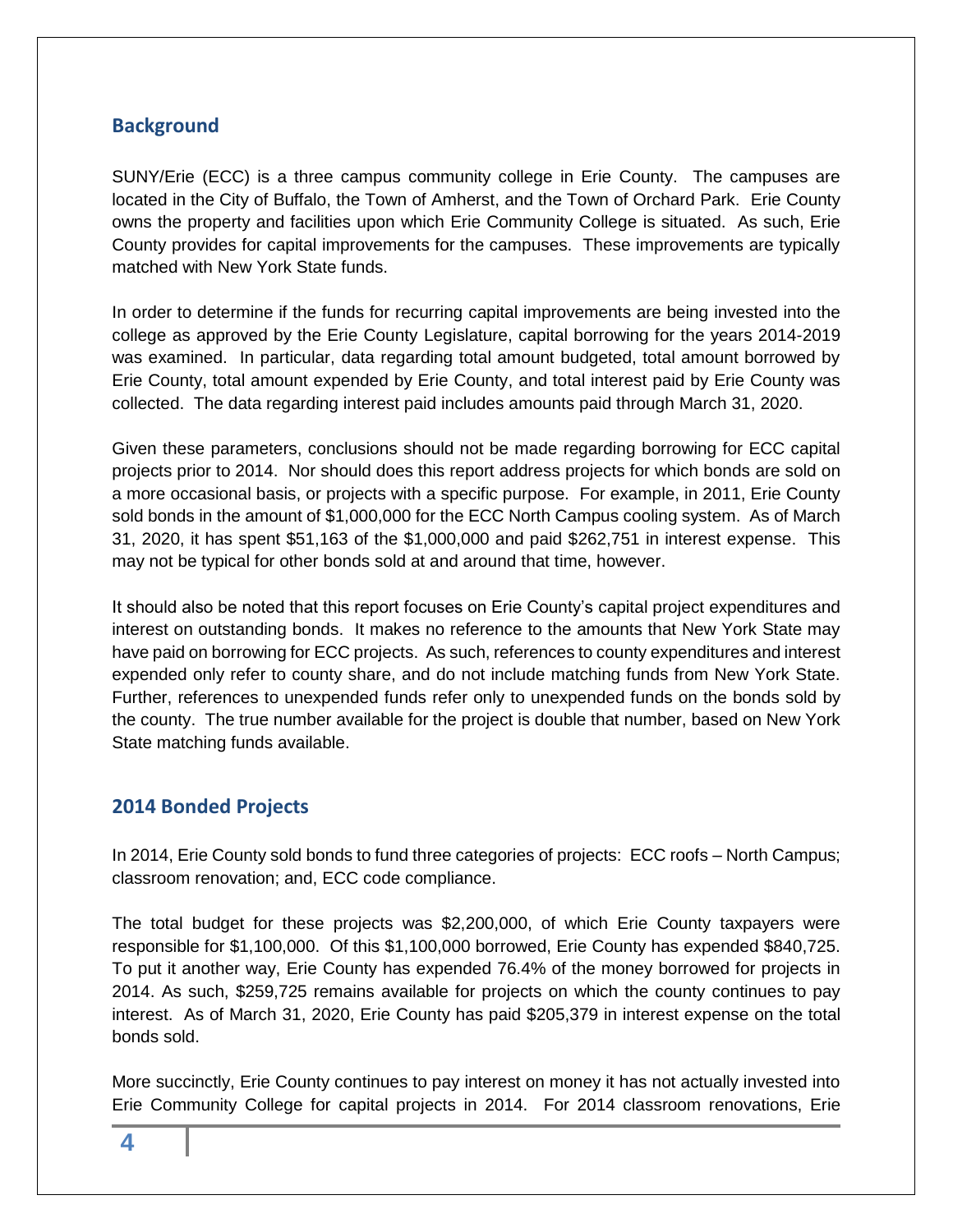## Background

SUNY/Erie (ECC) is a three campus community college in Erie County. The campuses are located in the City of Buffalo, the Town of Amherst, and the Town of Orchard Park. Erie County owns the property and facilities upon which Erie Community College is situated. As such, Erie County provides for capital improvements for the campuses. These improvements are typically matched with New York State funds.

In order to determine if the funds for recurring capital improvements are being invested into the college as approved by the Erie County Legislature, capital borrowing for the years 2014-2019 was examined. In particular, data regarding total amount budgeted, total amount borrowed by Erie County, total amount expended by Erie County, and total interest paid by Erie County was collected. The data regarding interest paid includes amounts paid through March 31, 2020.

Given these parameters, conclusions should not be made regarding borrowing for ECC capital projects prior to 2014. Nor should does this report address projects for which bonds are sold on a more occasional basis, or projects with a specific purpose. For example, in 2011, Erie County sold bonds in the amount of $1,000,000 for the ECC North Campus cooling system. As of March 31, 2020, it has spent $51,163 of the $1,000,000 and paid $262,751 in interest expense. This may not be typical for other bonds sold at and around that time, however.

It should also be noted that this report focuses on Erie County's capital project expenditures and interest on outstanding bonds. It makes no reference to the amounts that New York State may have paid on borrowing for ECC projects. As such, references to county expenditures and interest expended only refer to county share, and do not include matching funds from New York State. Further, references to unexpended funds refer only to unexpended funds on the bonds sold by the county. The true number available for the project is double that number, based on New York State matching funds available.

## 2014 Bonded Projects

In 2014, Erie County sold bonds to fund three categories of projects: ECC roofs – North Campus; classroom renovation; and, ECC code compliance.

The total budget for these projects was $2,200,000, of which Erie County taxpayers were responsible for $1,100,000. Of this $1,100,000 borrowed, Erie County has expended $840,725. To put it another way, Erie County has expended 76.4% of the money borrowed for projects in 2014. As such, $259,725 remains available for projects on which the county continues to pay interest. As of March 31, 2020, Erie County has paid $205,379 in interest expense on the total bonds sold.

More succinctly, Erie County continues to pay interest on money it has not actually invested into Erie Community College for capital projects in 2014. For 2014 classroom renovations, Erie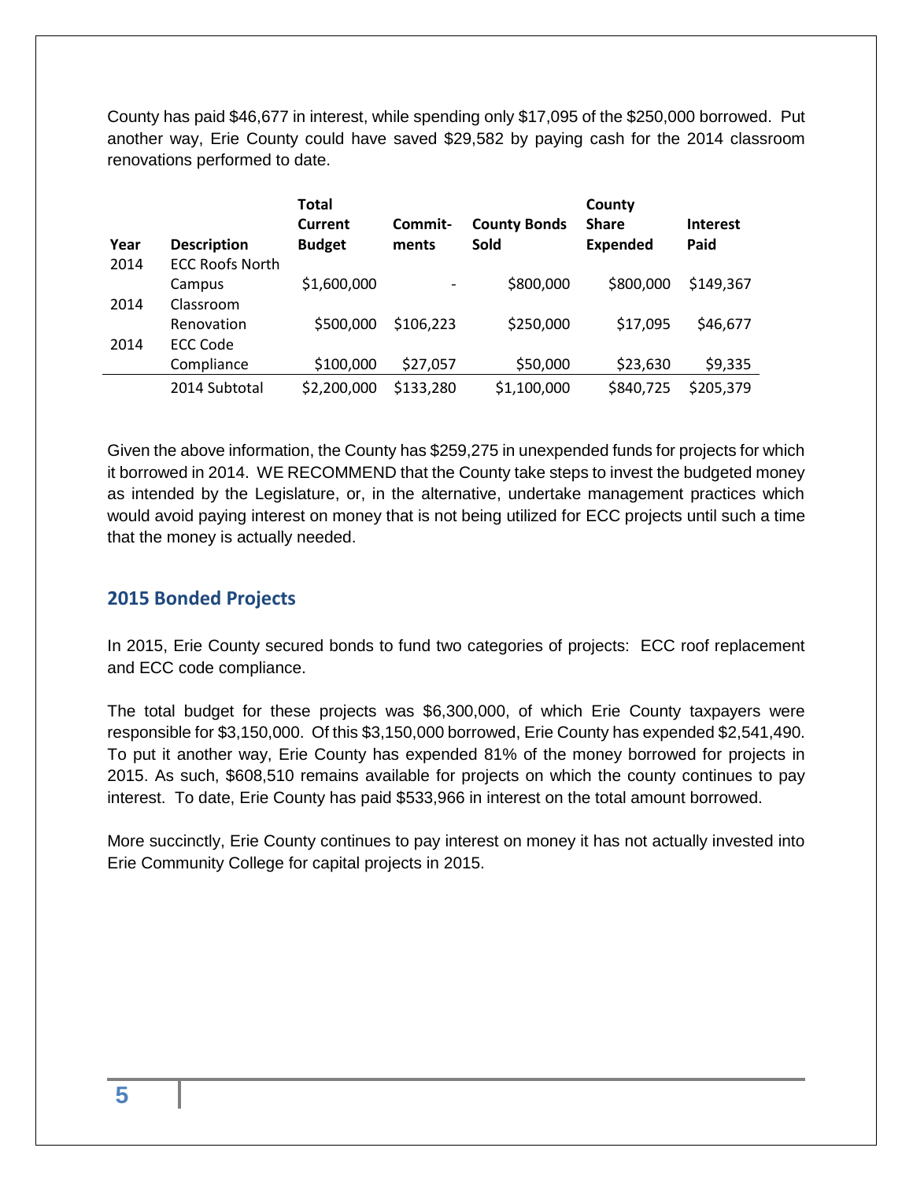County has paid $46,677 in interest, while spending only $17,095 of the $250,000 borrowed. Put another way, Erie County could have saved $29,582 by paying cash for the 2014 classroom renovations performed to date.

| Year | Description | Total Current Budget | Commit-ments | County Bonds Sold | County Share Expended | Interest Paid |
|---|---|---|---|---|---|---|
| 2014 | ECC Roofs North Campus | $1,600,000 | - | $800,000 | $800,000 | $149,367 |
| 2014 | Classroom Renovation | $500,000 | $106,223 | $250,000 | $17,095 | $46,677 |
| 2014 | ECC Code Compliance | $100,000 | $27,057 | $50,000 | $23,630 | $9,335 |
| | 2014 Subtotal | $2,200,000 | $133,280 | $1,100,000 | $840,725 | $205,379 |

Given the above information, the County has $259,275 in unexpended funds for projects for which it borrowed in 2014. WE RECOMMEND that the County take steps to invest the budgeted money as intended by the Legislature, or, in the alternative, undertake management practices which would avoid paying interest on money that is not being utilized for ECC projects until such a time that the money is actually needed.

## 2015 Bonded Projects

In 2015, Erie County secured bonds to fund two categories of projects: ECC roof replacement and ECC code compliance.

The total budget for these projects was $6,300,000, of which Erie County taxpayers were responsible for $3,150,000. Of this $3,150,000 borrowed, Erie County has expended $2,541,490. To put it another way, Erie County has expended 81% of the money borrowed for projects in 2015. As such, $608,510 remains available for projects on which the county continues to pay interest. To date, Erie County has paid $533,966 in interest on the total amount borrowed.

More succinctly, Erie County continues to pay interest on money it has not actually invested into Erie Community College for capital projects in 2015.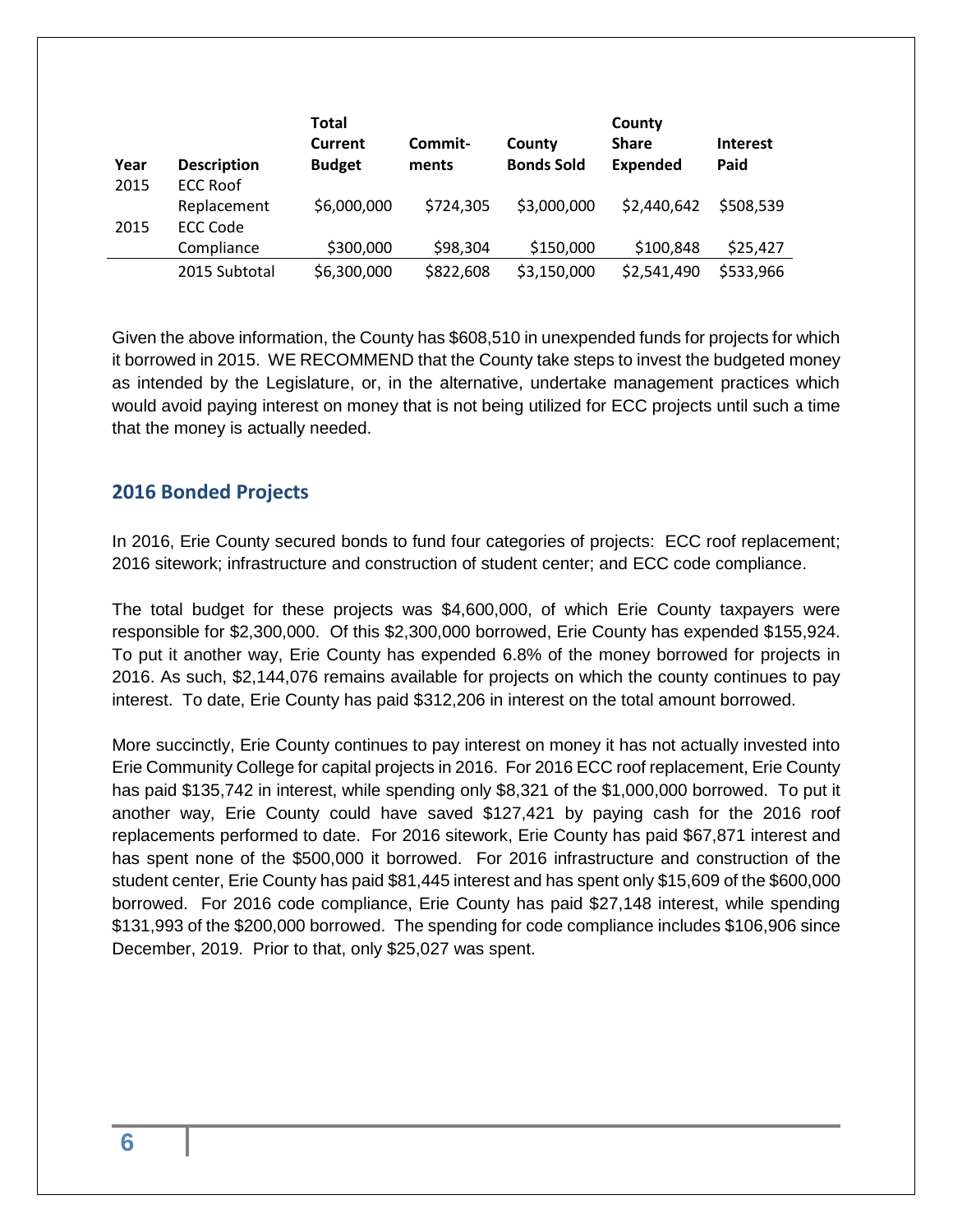| Year | Description | Total Current Budget | Commit-ments | County Bonds Sold | County Share Expended | Interest Paid |
|---|---|---|---|---|---|---|
| 2015 | ECC Roof Replacement | $6,000,000 | $724,305 | $3,000,000 | $2,440,642 | $508,539 |
| 2015 | ECC Code Compliance | $300,000 | $98,304 | $150,000 | $100,848 | $25,427 |
| | 2015 Subtotal | $6,300,000 | $822,608 | $3,150,000 | $2,541,490 | $533,966 |

Given the above information, the County has $608,510 in unexpended funds for projects for which it borrowed in 2015. WE RECOMMEND that the County take steps to invest the budgeted money as intended by the Legislature, or, in the alternative, undertake management practices which would avoid paying interest on money that is not being utilized for ECC projects until such a time that the money is actually needed.

## 2016 Bonded Projects

In 2016, Erie County secured bonds to fund four categories of projects: ECC roof replacement; 2016 sitework; infrastructure and construction of student center; and ECC code compliance.

The total budget for these projects was $4,600,000, of which Erie County taxpayers were responsible for $2,300,000. Of this $2,300,000 borrowed, Erie County has expended $155,924. To put it another way, Erie County has expended 6.8% of the money borrowed for projects in 2016. As such, $2,144,076 remains available for projects on which the county continues to pay interest. To date, Erie County has paid $312,206 in interest on the total amount borrowed.

More succinctly, Erie County continues to pay interest on money it has not actually invested into Erie Community College for capital projects in 2016. For 2016 ECC roof replacement, Erie County has paid $135,742 in interest, while spending only $8,321 of the $1,000,000 borrowed. To put it another way, Erie County could have saved $127,421 by paying cash for the 2016 roof replacements performed to date. For 2016 sitework, Erie County has paid $67,871 interest and has spent none of the $500,000 it borrowed. For 2016 infrastructure and construction of the student center, Erie County has paid $81,445 interest and has spent only $15,609 of the $600,000 borrowed. For 2016 code compliance, Erie County has paid $27,148 interest, while spending $131,993 of the $200,000 borrowed. The spending for code compliance includes $106,906 since December, 2019. Prior to that, only $25,027 was spent.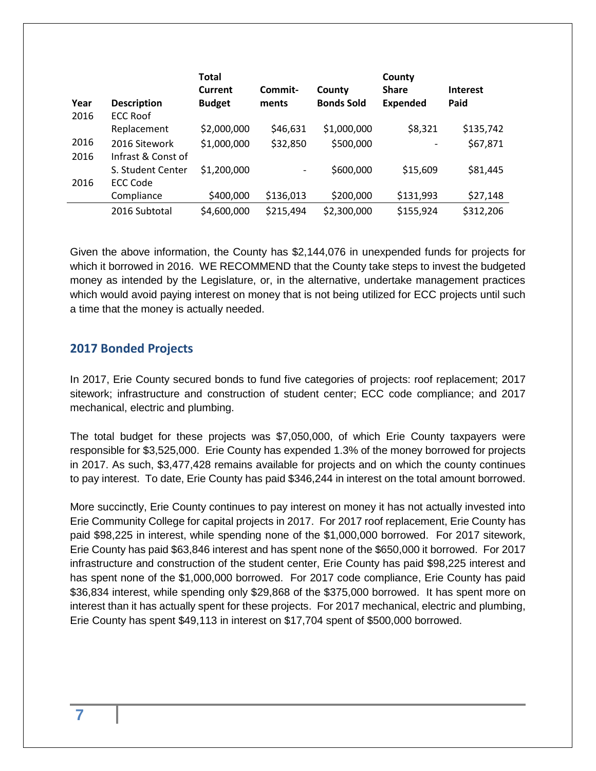| Year | Description | Total Current Budget | Commit-ments | County Bonds Sold | County Share Expended | Interest Paid |
|---|---|---|---|---|---|---|
| 2016 | ECC Roof Replacement | $2,000,000 | $46,631 | $1,000,000 | $8,321 | $135,742 |
| 2016 | 2016 Sitework | $1,000,000 | $32,850 | $500,000 | - | $67,871 |
| 2016 | Infrast & Const of S. Student Center | $1,200,000 | - | $600,000 | $15,609 | $81,445 |
| 2016 | ECC Code Compliance | $400,000 | $136,013 | $200,000 | $131,993 | $27,148 |
| | 2016 Subtotal | $4,600,000 | $215,494 | $2,300,000 | $155,924 | $312,206 |

Given the above information, the County has $2,144,076 in unexpended funds for projects for which it borrowed in 2016. WE RECOMMEND that the County take steps to invest the budgeted money as intended by the Legislature, or, in the alternative, undertake management practices which would avoid paying interest on money that is not being utilized for ECC projects until such a time that the money is actually needed.

## 2017 Bonded Projects

In 2017, Erie County secured bonds to fund five categories of projects: roof replacement; 2017 sitework; infrastructure and construction of student center; ECC code compliance; and 2017 mechanical, electric and plumbing.

The total budget for these projects was $7,050,000, of which Erie County taxpayers were responsible for $3,525,000. Erie County has expended 1.3% of the money borrowed for projects in 2017. As such, $3,477,428 remains available for projects and on which the county continues to pay interest. To date, Erie County has paid $346,244 in interest on the total amount borrowed.

More succinctly, Erie County continues to pay interest on money it has not actually invested into Erie Community College for capital projects in 2017. For 2017 roof replacement, Erie County has paid $98,225 in interest, while spending none of the $1,000,000 borrowed. For 2017 sitework, Erie County has paid $63,846 interest and has spent none of the $650,000 it borrowed. For 2017 infrastructure and construction of the student center, Erie County has paid $98,225 interest and has spent none of the $1,000,000 borrowed. For 2017 code compliance, Erie County has paid $36,834 interest, while spending only $29,868 of the $375,000 borrowed. It has spent more on interest than it has actually spent for these projects. For 2017 mechanical, electric and plumbing, Erie County has spent $49,113 in interest on $17,704 spent of $500,000 borrowed.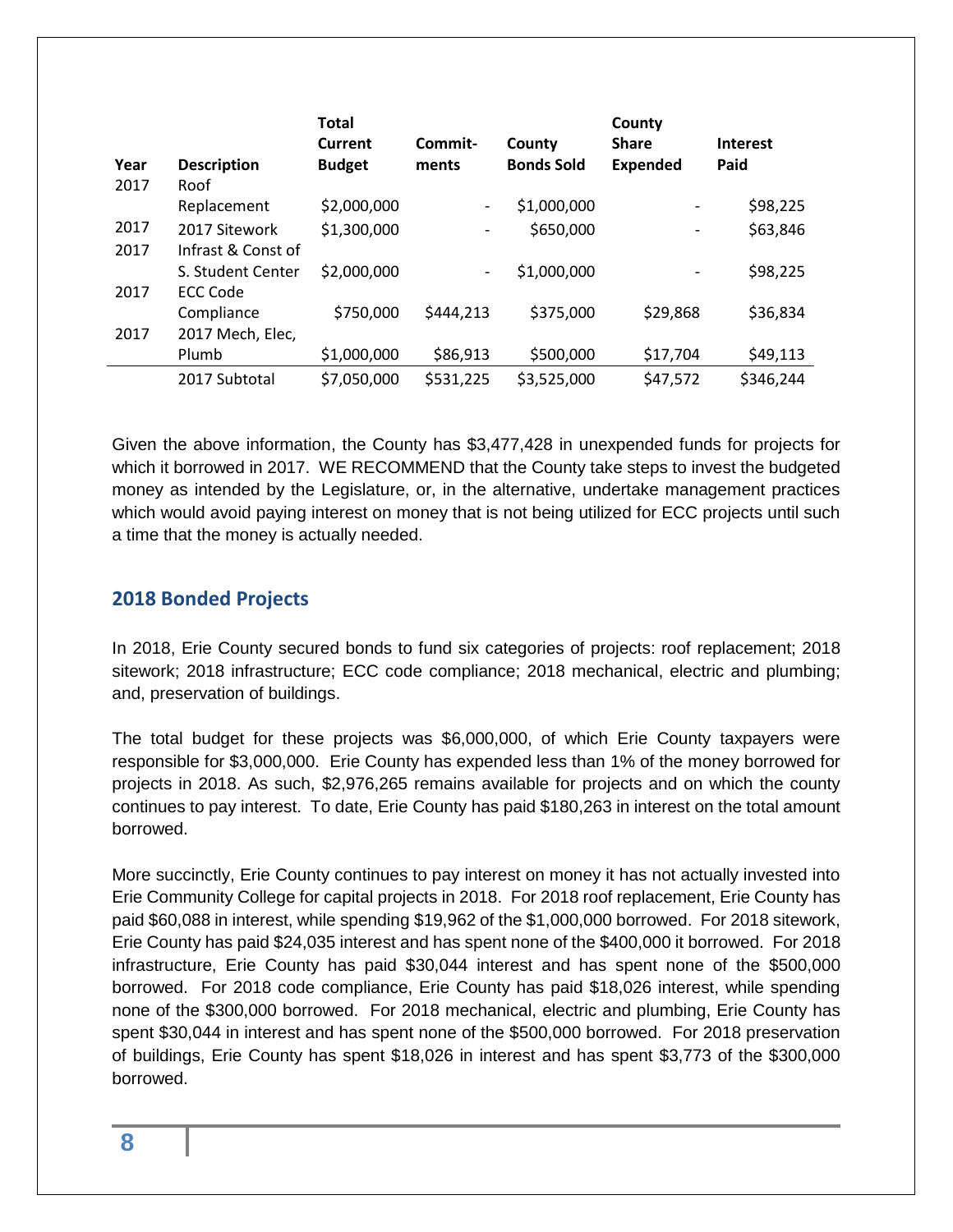| Year | Description | Total Current Budget | Commit-ments | County Bonds Sold | County Share Expended | Interest Paid |
|---|---|---|---|---|---|---|
| 2017 | Roof Replacement | $2,000,000 | - | $1,000,000 | - | $98,225 |
| 2017 | 2017 Sitework | $1,300,000 | - | $650,000 | - | $63,846 |
| 2017 | Infrast & Const of S. Student Center | $2,000,000 | - | $1,000,000 | - | $98,225 |
| 2017 | ECC Code Compliance | $750,000 | $444,213 | $375,000 | $29,868 | $36,834 |
| 2017 | 2017 Mech, Elec, Plumb | $1,000,000 | $86,913 | $500,000 | $17,704 | $49,113 |
| | 2017 Subtotal | $7,050,000 | $531,225 | $3,525,000 | $47,572 | $346,244 |

Given the above information, the County has $3,477,428 in unexpended funds for projects for which it borrowed in 2017. WE RECOMMEND that the County take steps to invest the budgeted money as intended by the Legislature, or, in the alternative, undertake management practices which would avoid paying interest on money that is not being utilized for ECC projects until such a time that the money is actually needed.

## 2018 Bonded Projects

In 2018, Erie County secured bonds to fund six categories of projects: roof replacement; 2018 sitework; 2018 infrastructure; ECC code compliance; 2018 mechanical, electric and plumbing; and, preservation of buildings.

The total budget for these projects was $6,000,000, of which Erie County taxpayers were responsible for $3,000,000. Erie County has expended less than 1% of the money borrowed for projects in 2018. As such, $2,976,265 remains available for projects and on which the county continues to pay interest. To date, Erie County has paid $180,263 in interest on the total amount borrowed.

More succinctly, Erie County continues to pay interest on money it has not actually invested into Erie Community College for capital projects in 2018. For 2018 roof replacement, Erie County has paid $60,088 in interest, while spending $19,962 of the $1,000,000 borrowed. For 2018 sitework, Erie County has paid $24,035 interest and has spent none of the $400,000 it borrowed. For 2018 infrastructure, Erie County has paid $30,044 interest and has spent none of the $500,000 borrowed. For 2018 code compliance, Erie County has paid $18,026 interest, while spending none of the $300,000 borrowed. For 2018 mechanical, electric and plumbing, Erie County has spent $30,044 in interest and has spent none of the $500,000 borrowed. For 2018 preservation of buildings, Erie County has spent $18,026 in interest and has spent $3,773 of the $300,000 borrowed.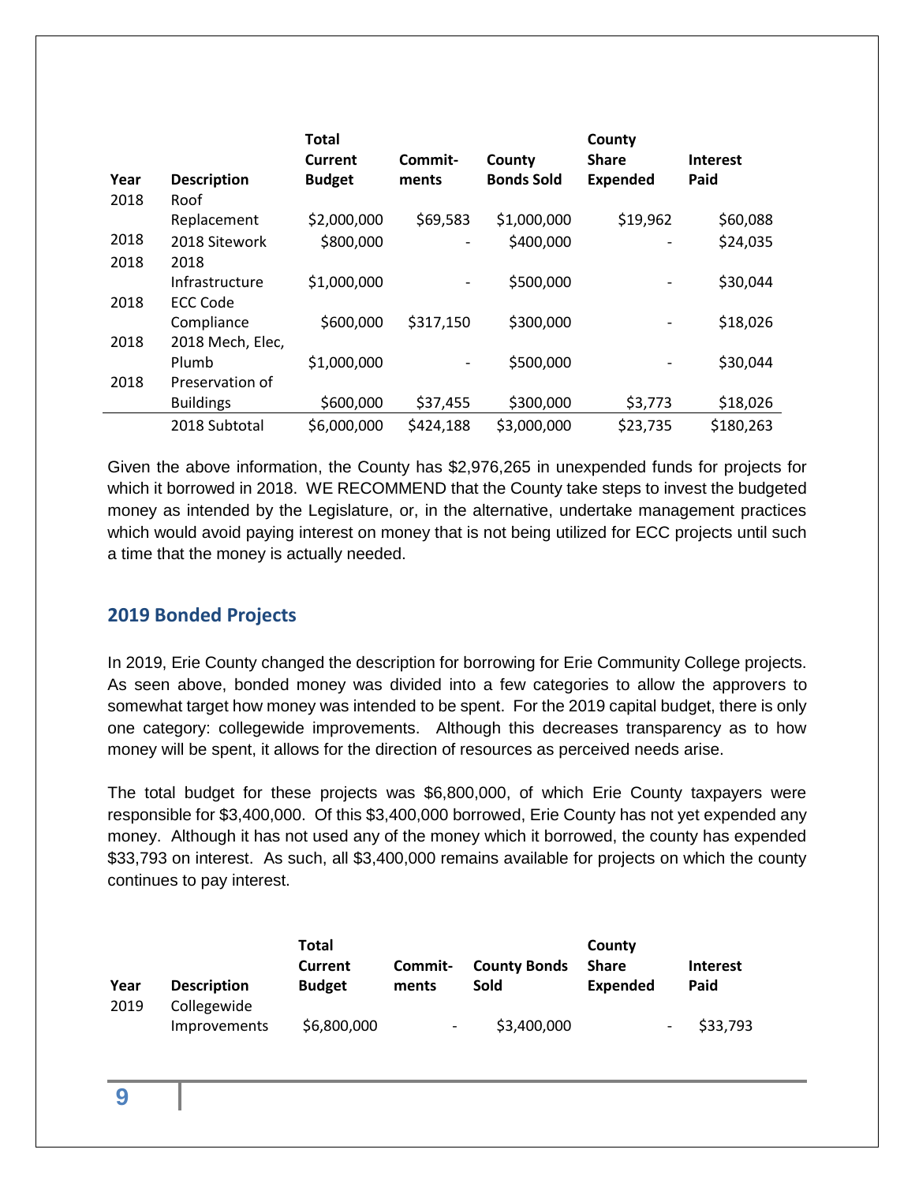| Year | Description | Total Current Budget | Commit-ments | County Bonds Sold | County Share Expended | Interest Paid |
|---|---|---|---|---|---|---|
| 2018 | Roof Replacement | $2,000,000 | $69,583 | $1,000,000 | $19,962 | $60,088 |
| 2018 | 2018 Sitework | $800,000 | - | $400,000 | - | $24,035 |
| 2018 | 2018 Infrastructure | $1,000,000 | - | $500,000 | - | $30,044 |
| 2018 | ECC Code Compliance | $600,000 | $317,150 | $300,000 | - | $18,026 |
| 2018 | 2018 Mech, Elec, Plumb | $1,000,000 | - | $500,000 | - | $30,044 |
| 2018 | Preservation of Buildings | $600,000 | $37,455 | $300,000 | $3,773 | $18,026 |
| | 2018 Subtotal | $6,000,000 | $424,188 | $3,000,000 | $23,735 | $180,263 |

Given the above information, the County has $2,976,265 in unexpended funds for projects for which it borrowed in 2018. WE RECOMMEND that the County take steps to invest the budgeted money as intended by the Legislature, or, in the alternative, undertake management practices which would avoid paying interest on money that is not being utilized for ECC projects until such a time that the money is actually needed.

## 2019 Bonded Projects

In 2019, Erie County changed the description for borrowing for Erie Community College projects. As seen above, bonded money was divided into a few categories to allow the approvers to somewhat target how money was intended to be spent. For the 2019 capital budget, there is only one category: collegewide improvements. Although this decreases transparency as to how money will be spent, it allows for the direction of resources as perceived needs arise.

The total budget for these projects was $6,800,000, of which Erie County taxpayers were responsible for $3,400,000. Of this $3,400,000 borrowed, Erie County has not yet expended any money. Although it has not used any of the money which it borrowed, the county has expended $33,793 on interest. As such, all $3,400,000 remains available for projects on which the county continues to pay interest.

| Year | Description | Total Current Budget | Commit-ments | County Bonds Sold | County Share Expended | Interest Paid |
|---|---|---|---|---|---|---|
| 2019 | Collegewide Improvements | $6,800,000 | - | $3,400,000 | - | $33,793 |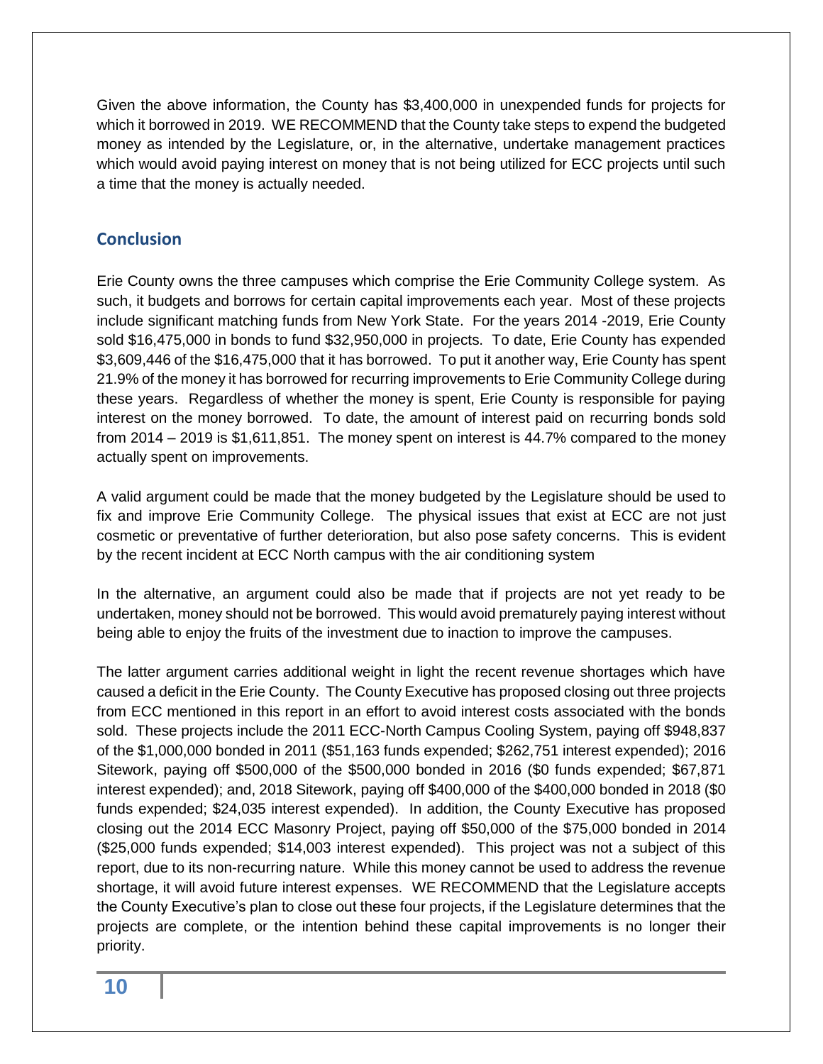Given the above information, the County has $3,400,000 in unexpended funds for projects for which it borrowed in 2019. WE RECOMMEND that the County take steps to expend the budgeted money as intended by the Legislature, or, in the alternative, undertake management practices which would avoid paying interest on money that is not being utilized for ECC projects until such a time that the money is actually needed.

## Conclusion

Erie County owns the three campuses which comprise the Erie Community College system. As such, it budgets and borrows for certain capital improvements each year. Most of these projects include significant matching funds from New York State. For the years 2014 -2019, Erie County sold $16,475,000 in bonds to fund $32,950,000 in projects. To date, Erie County has expended $3,609,446 of the $16,475,000 that it has borrowed. To put it another way, Erie County has spent 21.9% of the money it has borrowed for recurring improvements to Erie Community College during these years. Regardless of whether the money is spent, Erie County is responsible for paying interest on the money borrowed. To date, the amount of interest paid on recurring bonds sold from 2014 – 2019 is $1,611,851. The money spent on interest is 44.7% compared to the money actually spent on improvements.

A valid argument could be made that the money budgeted by the Legislature should be used to fix and improve Erie Community College. The physical issues that exist at ECC are not just cosmetic or preventative of further deterioration, but also pose safety concerns. This is evident by the recent incident at ECC North campus with the air conditioning system

In the alternative, an argument could also be made that if projects are not yet ready to be undertaken, money should not be borrowed. This would avoid prematurely paying interest without being able to enjoy the fruits of the investment due to inaction to improve the campuses.

The latter argument carries additional weight in light the recent revenue shortages which have caused a deficit in the Erie County. The County Executive has proposed closing out three projects from ECC mentioned in this report in an effort to avoid interest costs associated with the bonds sold. These projects include the 2011 ECC-North Campus Cooling System, paying off $948,837 of the $1,000,000 bonded in 2011 ($51,163 funds expended; $262,751 interest expended); 2016 Sitework, paying off $500,000 of the $500,000 bonded in 2016 ($0 funds expended; $67,871 interest expended); and, 2018 Sitework, paying off $400,000 of the $400,000 bonded in 2018 ($0 funds expended; $24,035 interest expended). In addition, the County Executive has proposed closing out the 2014 ECC Masonry Project, paying off $50,000 of the $75,000 bonded in 2014 ($25,000 funds expended; $14,003 interest expended). This project was not a subject of this report, due to its non-recurring nature. While this money cannot be used to address the revenue shortage, it will avoid future interest expenses. WE RECOMMEND that the Legislature accepts the County Executive's plan to close out these four projects, if the Legislature determines that the projects are complete, or the intention behind these capital improvements is no longer their priority.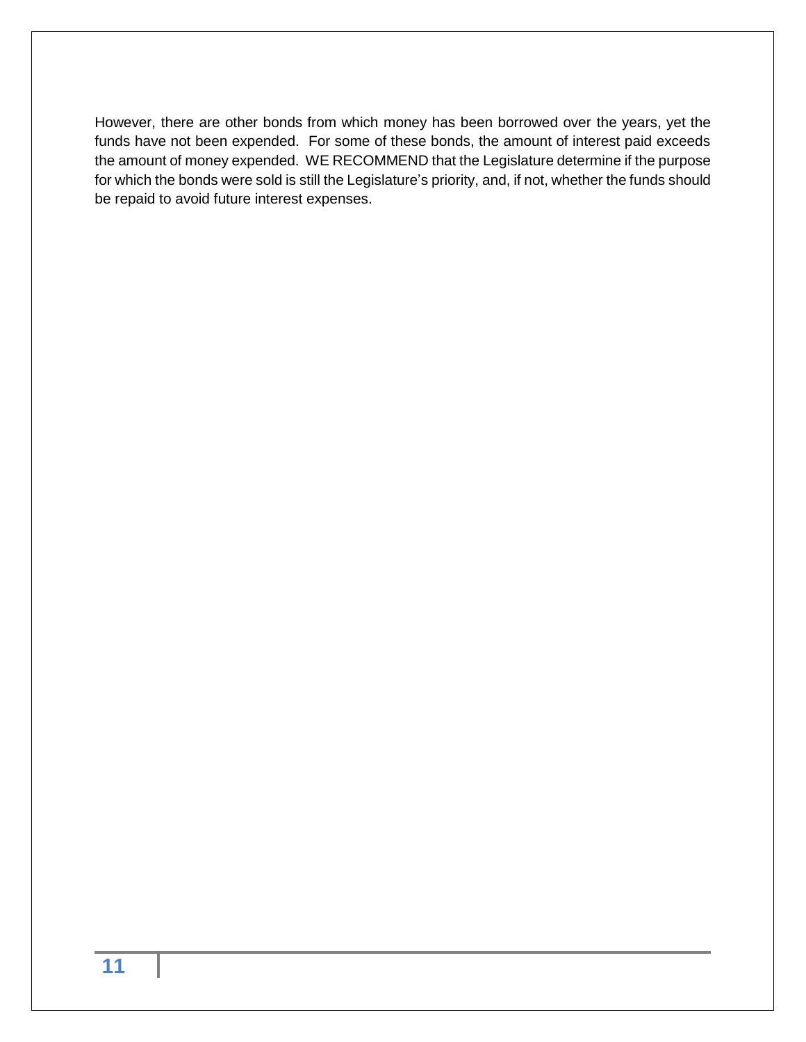However, there are other bonds from which money has been borrowed over the years, yet the funds have not been expended. For some of these bonds, the amount of interest paid exceeds the amount of money expended. WE RECOMMEND that the Legislature determine if the purpose for which the bonds were sold is still the Legislature's priority, and, if not, whether the funds should be repaid to avoid future interest expenses.